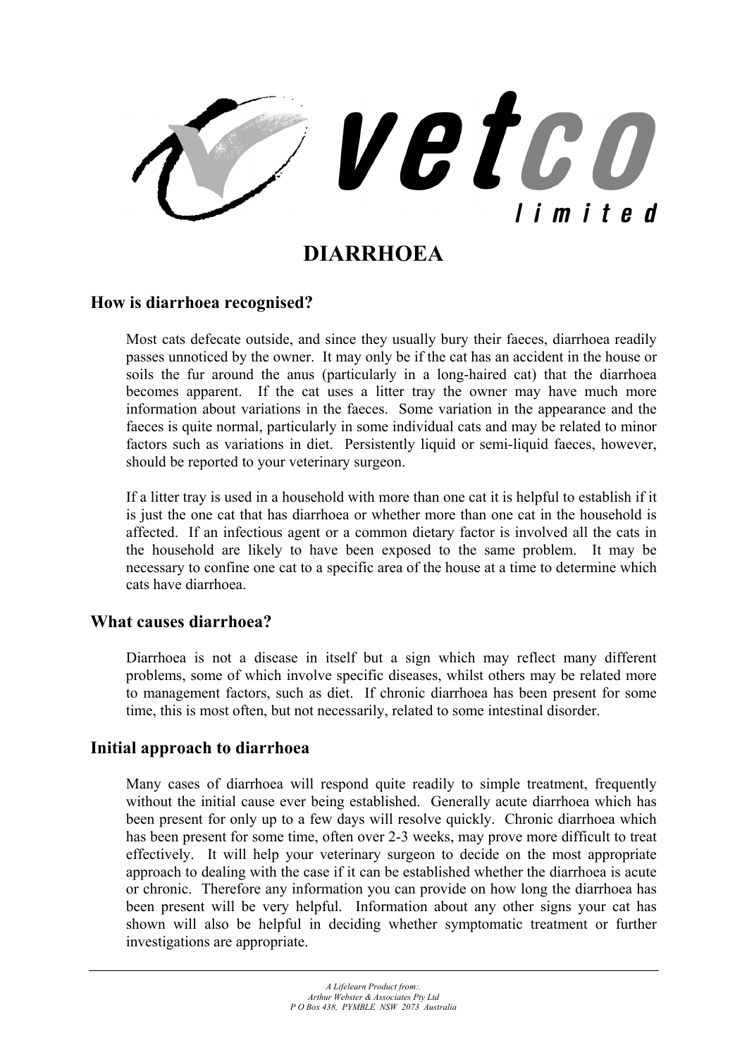# DIARRHOEA

## How is diarrhoea recognised?

Most cats defecate outside, and since they usually bury their faeces, diarrhoea readily passes unnoticed by the owner. It may only be if the cat has an accident in the house or soils the fur around the anus (particularly in a long-haired cat) that the diarrhoea becomes apparent. If the cat uses a litter tray the owner may have much more information about variations in the faeces. Some variation in the appearance and the faeces is quite normal, particularly in some individual cats and may be related to minor factors such as variations in diet. Persistently liquid or semi-liquid faeces, however, should be reported to your veterinary surgeon.

If a litter tray is used in a household with more than one cat it is helpful to establish if it is just the one cat that has diarrhoea or whether more than one cat in the household is affected. If an infectious agent or a common dietary factor is involved all the cats in the household are likely to have been exposed to the same problem. It may be necessary to confine one cat to a specific area of the house at a time to determine which cats have diarrhoea.

## What causes diarrhoea?

Diarrhoea is not a disease in itself but a sign which may reflect many different problems, some of which involve specific diseases, whilst others may be related more to management factors, such as diet. If chronic diarrhoea has been present for some time, this is most often, but not necessarily, related to some intestinal disorder.

## Initial approach to diarrhoea

Many cases of diarrhoea will respond quite readily to simple treatment, frequently without the initial cause ever being established. Generally acute diarrhoea which has been present for only up to a few days will resolve quickly. Chronic diarrhoea which has been present for some time, often over 2-3 weeks, may prove more difficult to treat effectively. It will help your veterinary surgeon to decide on the most appropriate approach to dealing with the case if it can be established whether the diarrhoea is acute or chronic. Therefore any information you can provide on how long the diarrhoea has been present will be very helpful. Information about any other signs your cat has shown will also be helpful in deciding whether symptomatic treatment or further investigations are appropriate.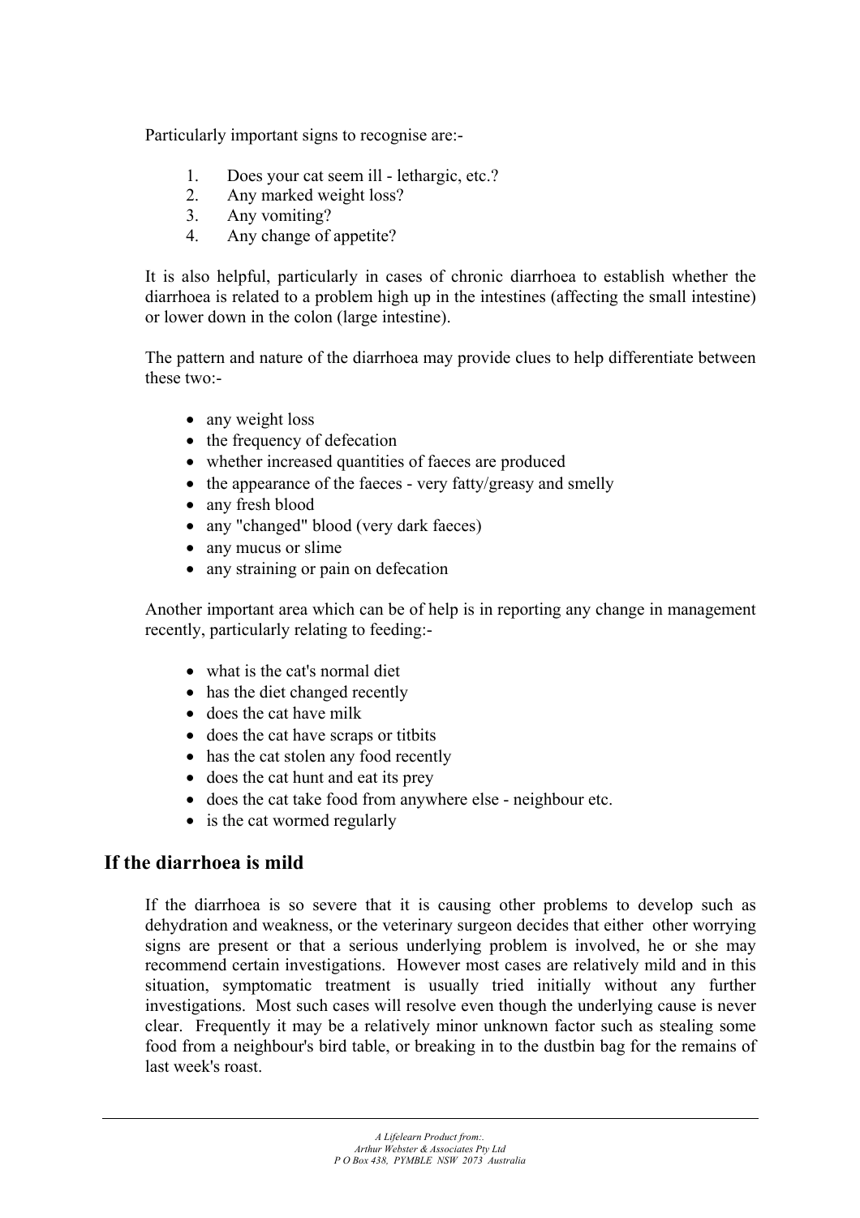Particularly important signs to recognise are:-

1. Does your cat seem ill - lethargic, etc.?
2. Any marked weight loss?
3. Any vomiting?
4. Any change of appetite?

It is also helpful, particularly in cases of chronic diarrhoea to establish whether the diarrhoea is related to a problem high up in the intestines (affecting the small intestine) or lower down in the colon (large intestine).

The pattern and nature of the diarrhoea may provide clues to help differentiate between these two:-

- any weight loss
- the frequency of defecation
- whether increased quantities of faeces are produced
- the appearance of the faeces - very fatty/greasy and smelly
- any fresh blood
- any "changed" blood (very dark faeces)
- any mucus or slime
- any straining or pain on defecation

Another important area which can be of help is in reporting any change in management recently, particularly relating to feeding:-

- what is the cat's normal diet
- has the diet changed recently
- does the cat have milk
- does the cat have scraps or titbits
- has the cat stolen any food recently
- does the cat hunt and eat its prey
- does the cat take food from anywhere else - neighbour etc.
- is the cat wormed regularly

## If the diarrhoea is mild

If the diarrhoea is so severe that it is causing other problems to develop such as dehydration and weakness, or the veterinary surgeon decides that either other worrying signs are present or that a serious underlying problem is involved, he or she may recommend certain investigations. However most cases are relatively mild and in this situation, symptomatic treatment is usually tried initially without any further investigations. Most such cases will resolve even though the underlying cause is never clear. Frequently it may be a relatively minor unknown factor such as stealing some food from a neighbour's bird table, or breaking in to the dustbin bag for the remains of last week's roast.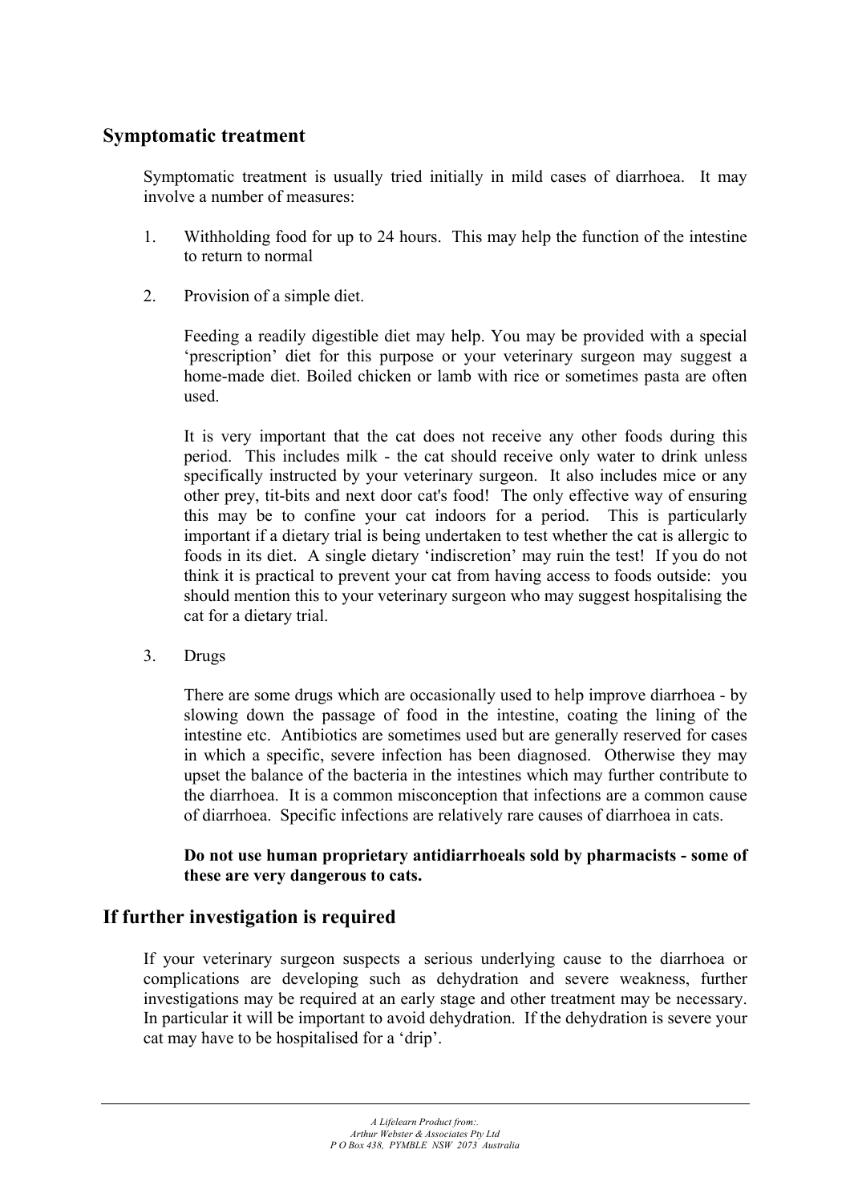## Symptomatic treatment

Symptomatic treatment is usually tried initially in mild cases of diarrhoea. It may involve a number of measures:

1. Withholding food for up to 24 hours. This may help the function of the intestine to return to normal

2. Provision of a simple diet.

   Feeding a readily digestible diet may help. You may be provided with a special 'prescription' diet for this purpose or your veterinary surgeon may suggest a home-made diet. Boiled chicken or lamb with rice or sometimes pasta are often used.

   It is very important that the cat does not receive any other foods during this period. This includes milk - the cat should receive only water to drink unless specifically instructed by your veterinary surgeon. It also includes mice or any other prey, tit-bits and next door cat's food! The only effective way of ensuring this may be to confine your cat indoors for a period. This is particularly important if a dietary trial is being undertaken to test whether the cat is allergic to foods in its diet. A single dietary 'indiscretion' may ruin the test! If you do not think it is practical to prevent your cat from having access to foods outside: you should mention this to your veterinary surgeon who may suggest hospitalising the cat for a dietary trial.

3. Drugs

   There are some drugs which are occasionally used to help improve diarrhoea - by slowing down the passage of food in the intestine, coating the lining of the intestine etc. Antibiotics are sometimes used but are generally reserved for cases in which a specific, severe infection has been diagnosed. Otherwise they may upset the balance of the bacteria in the intestines which may further contribute to the diarrhoea. It is a common misconception that infections are a common cause of diarrhoea. Specific infections are relatively rare causes of diarrhoea in cats.

   **Do not use human proprietary antidiarrhoeals sold by pharmacists - some of these are very dangerous to cats.**

## If further investigation is required

If your veterinary surgeon suspects a serious underlying cause to the diarrhoea or complications are developing such as dehydration and severe weakness, further investigations may be required at an early stage and other treatment may be necessary. In particular it will be important to avoid dehydration. If the dehydration is severe your cat may have to be hospitalised for a 'drip'.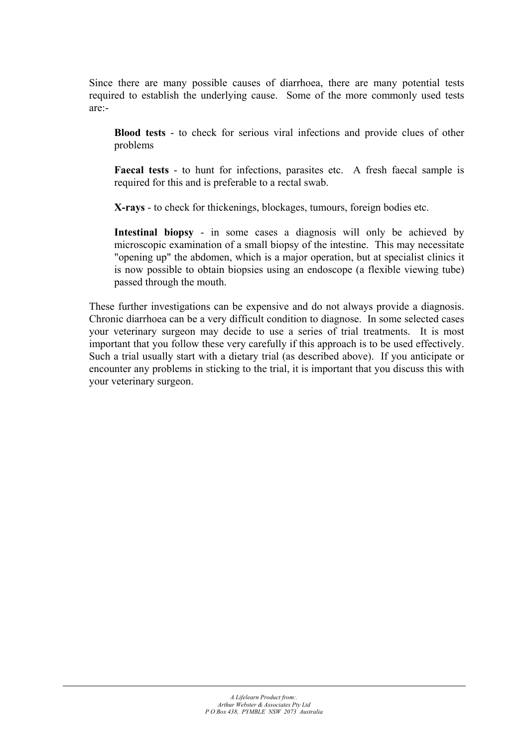Since there are many possible causes of diarrhoea, there are many potential tests required to establish the underlying cause. Some of the more commonly used tests are:-

**Blood tests** - to check for serious viral infections and provide clues of other problems

**Faecal tests** - to hunt for infections, parasites etc. A fresh faecal sample is required for this and is preferable to a rectal swab.

**X-rays** - to check for thickenings, blockages, tumours, foreign bodies etc.

**Intestinal biopsy** - in some cases a diagnosis will only be achieved by microscopic examination of a small biopsy of the intestine. This may necessitate "opening up" the abdomen, which is a major operation, but at specialist clinics it is now possible to obtain biopsies using an endoscope (a flexible viewing tube) passed through the mouth.

These further investigations can be expensive and do not always provide a diagnosis. Chronic diarrhoea can be a very difficult condition to diagnose. In some selected cases your veterinary surgeon may decide to use a series of trial treatments. It is most important that you follow these very carefully if this approach is to be used effectively. Such a trial usually start with a dietary trial (as described above). If you anticipate or encounter any problems in sticking to the trial, it is important that you discuss this with your veterinary surgeon.